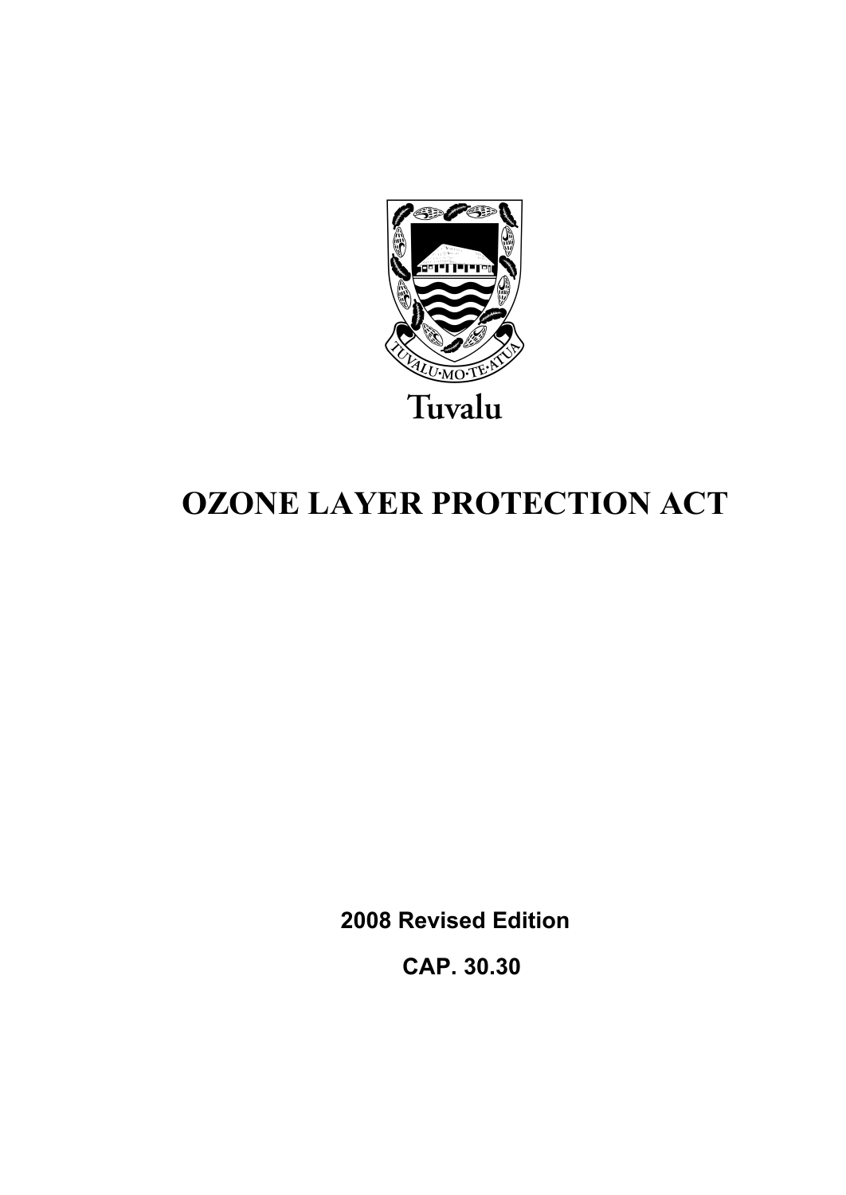Tuvalu

# OZONE LAYER PROTECTION ACT

**2008 Revised Edition**

**CAP. 30.30**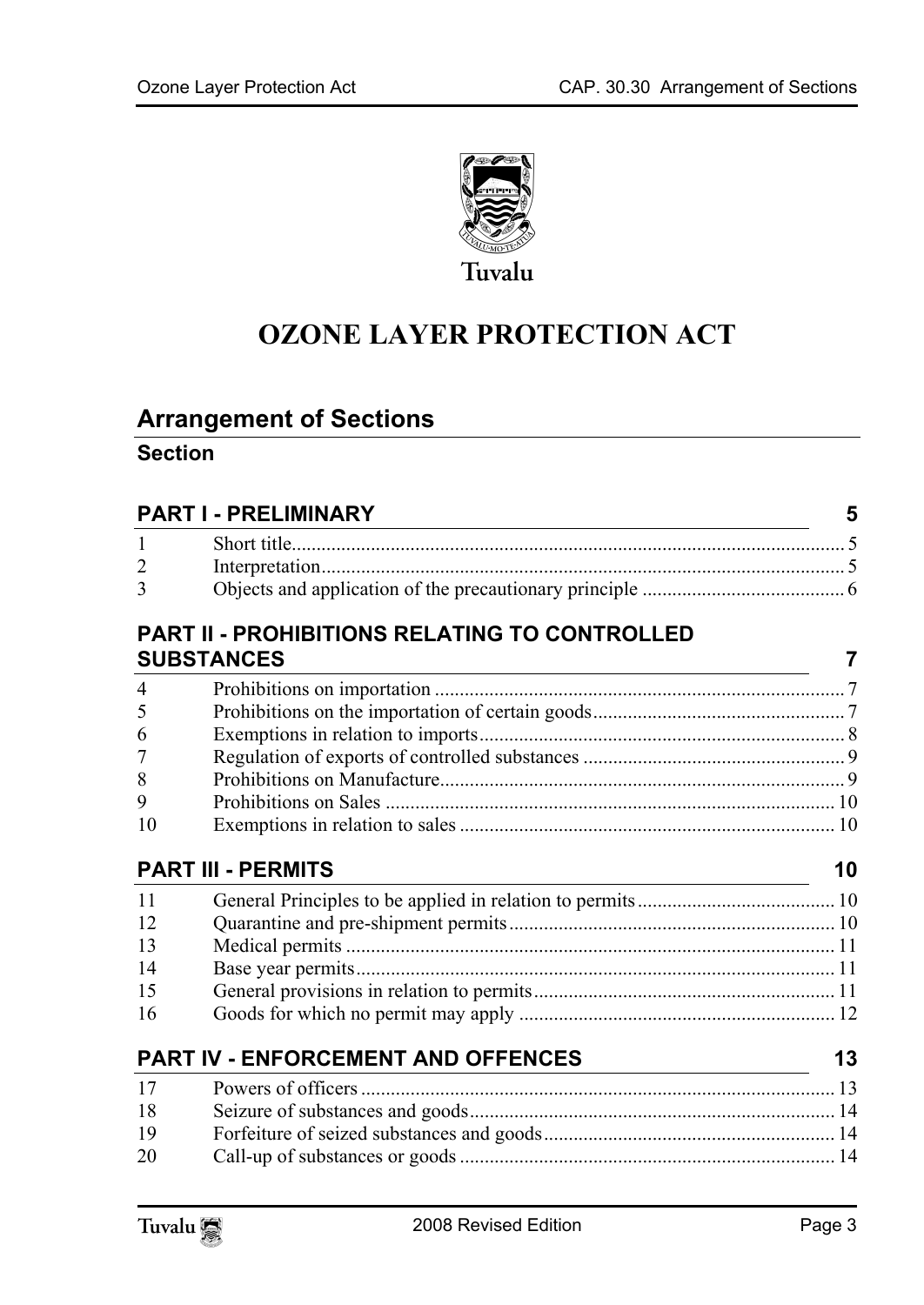Tuvalu

# OZONE LAYER PROTECTION ACT

## Arrangement of Sections

### Section

| | | |
|---|---|---|
| **PART I - PRELIMINARY** | | **5** |
| 1 | Short title | 5 |
| 2 | Interpretation | 5 |
| 3 | Objects and application of the precautionary principle | 6 |
| **PART II - PROHIBITIONS RELATING TO CONTROLLED SUBSTANCES** | | **7** |
| 4 | Prohibitions on importation | 7 |
| 5 | Prohibitions on the importation of certain goods | 7 |
| 6 | Exemptions in relation to imports | 8 |
| 7 | Regulation of exports of controlled substances | 9 |
| 8 | Prohibitions on Manufacture | 9 |
| 9 | Prohibitions on Sales | 10 |
| 10 | Exemptions in relation to sales | 10 |
| **PART III - PERMITS** | | **10** |
| 11 | General Principles to be applied in relation to permits | 10 |
| 12 | Quarantine and pre-shipment permits | 10 |
| 13 | Medical permits | 11 |
| 14 | Base year permits | 11 |
| 15 | General provisions in relation to permits | 11 |
| 16 | Goods for which no permit may apply | 12 |
| **PART IV - ENFORCEMENT AND OFFENCES** | | **13** |
| 17 | Powers of officers | 13 |
| 18 | Seizure of substances and goods | 14 |
| 19 | Forfeiture of seized substances and goods | 14 |
| 20 | Call-up of substances or goods | 14 |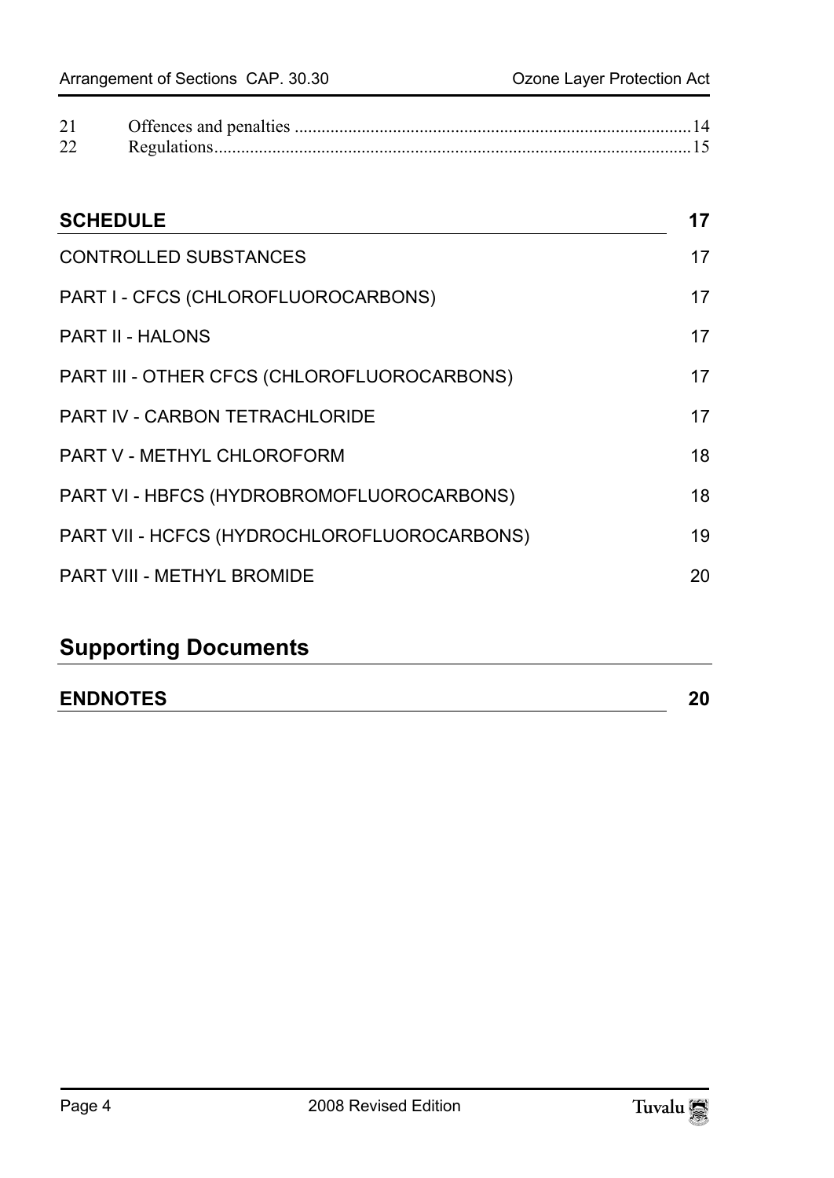| | | |
|---|---|---|
| 21 | Offences and penalties | 14 |
| 22 | Regulations | 15 |

**SCHEDULE** 17

CONTROLLED SUBSTANCES 17

PART I - CFCS (CHLOROFLUOROCARBONS) 17

PART II - HALONS 17

PART III - OTHER CFCS (CHLOROFLUOROCARBONS) 17

PART IV - CARBON TETRACHLORIDE 17

PART V - METHYL CHLOROFORM 18

PART VI - HBFCS (HYDROBROMOFLUOROCARBONS) 18

PART VII - HCFCS (HYDROCHLOROFLUOROCARBONS) 19

PART VIII - METHYL BROMIDE 20

## Supporting Documents

**ENDNOTES** 20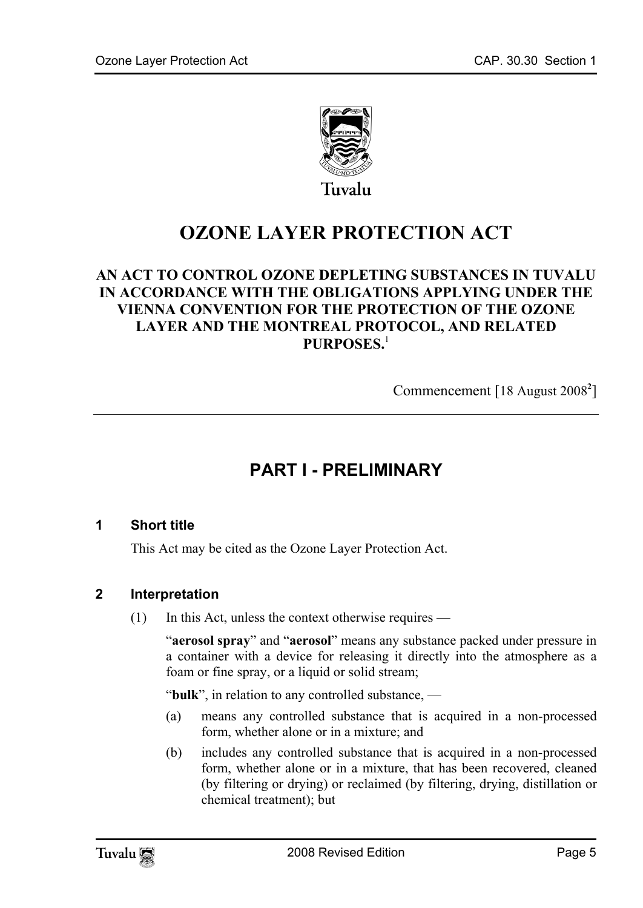Tuvalu

# OZONE LAYER PROTECTION ACT

**AN ACT TO CONTROL OZONE DEPLETING SUBSTANCES IN TUVALU IN ACCORDANCE WITH THE OBLIGATIONS APPLYING UNDER THE VIENNA CONVENTION FOR THE PROTECTION OF THE OZONE LAYER AND THE MONTREAL PROTOCOL, AND RELATED PURPOSES.**[1]

Commencement [18 August 2008[2]]

## PART I - PRELIMINARY

### 1 Short title

This Act may be cited as the Ozone Layer Protection Act.

### 2 Interpretation

(1) In this Act, unless the context otherwise requires —

"**aerosol spray**" and "**aerosol**" means any substance packed under pressure in a container with a device for releasing it directly into the atmosphere as a foam or fine spray, or a liquid or solid stream;

"**bulk**", in relation to any controlled substance, —

(a) means any controlled substance that is acquired in a non-processed form, whether alone or in a mixture; and

(b) includes any controlled substance that is acquired in a non-processed form, whether alone or in a mixture, that has been recovered, cleaned (by filtering or drying) or reclaimed (by filtering, drying, distillation or chemical treatment); but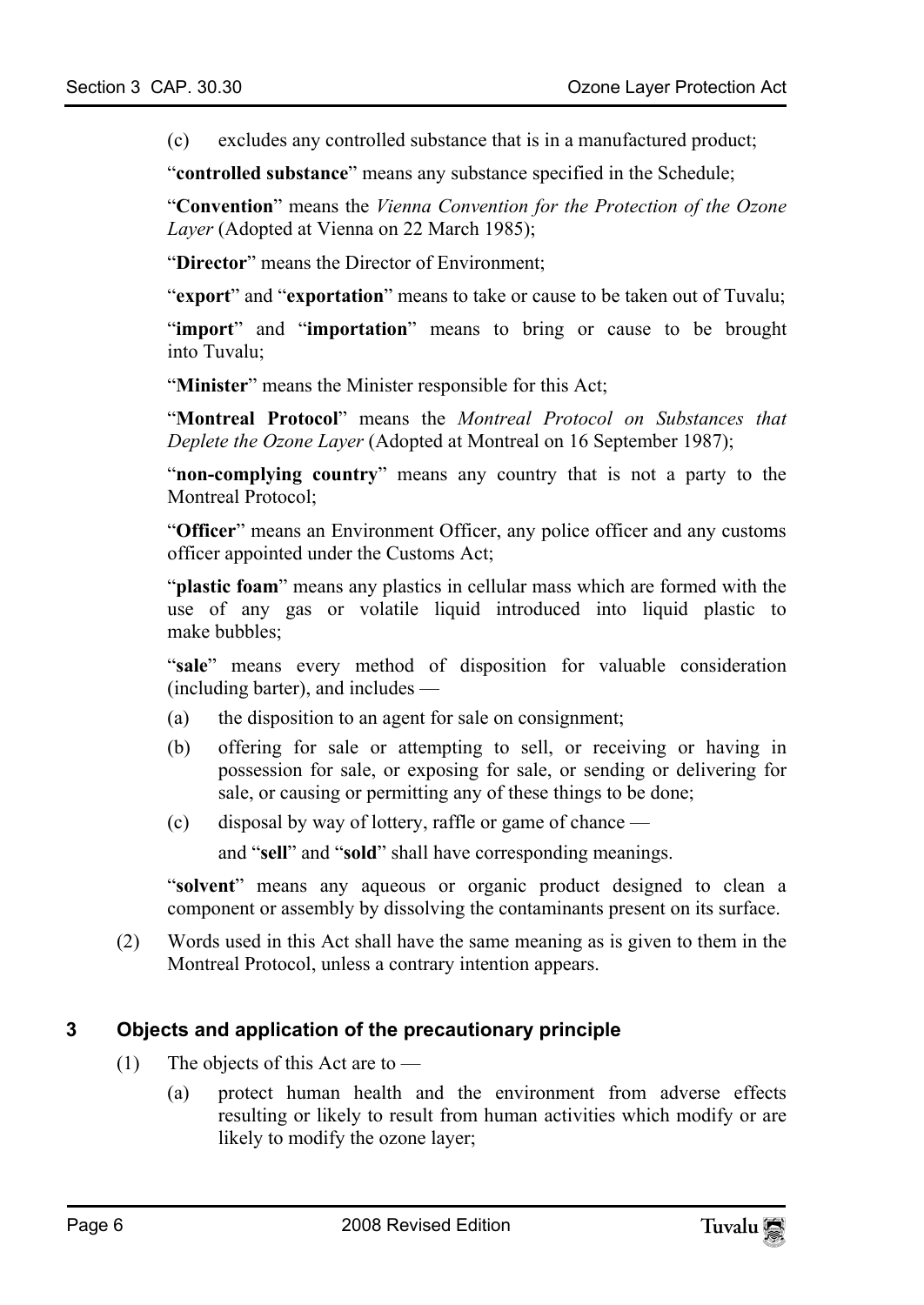(c) excludes any controlled substance that is in a manufactured product;

"**controlled substance**" means any substance specified in the Schedule;

"**Convention**" means the *Vienna Convention for the Protection of the Ozone Layer* (Adopted at Vienna on 22 March 1985);

"**Director**" means the Director of Environment;

"**export**" and "**exportation**" means to take or cause to be taken out of Tuvalu;

"**import**" and "**importation**" means to bring or cause to be brought into Tuvalu;

"**Minister**" means the Minister responsible for this Act;

"**Montreal Protocol**" means the *Montreal Protocol on Substances that Deplete the Ozone Layer* (Adopted at Montreal on 16 September 1987);

"**non-complying country**" means any country that is not a party to the Montreal Protocol;

"**Officer**" means an Environment Officer, any police officer and any customs officer appointed under the Customs Act;

"**plastic foam**" means any plastics in cellular mass which are formed with the use of any gas or volatile liquid introduced into liquid plastic to make bubbles;

"**sale**" means every method of disposition for valuable consideration (including barter), and includes —

(a) the disposition to an agent for sale on consignment;

(b) offering for sale or attempting to sell, or receiving or having in possession for sale, or exposing for sale, or sending or delivering for sale, or causing or permitting any of these things to be done;

(c) disposal by way of lottery, raffle or game of chance —

and "**sell**" and "**sold**" shall have corresponding meanings.

"**solvent**" means any aqueous or organic product designed to clean a component or assembly by dissolving the contaminants present on its surface.

(2) Words used in this Act shall have the same meaning as is given to them in the Montreal Protocol, unless a contrary intention appears.

## 3 Objects and application of the precautionary principle

(1) The objects of this Act are to —

(a) protect human health and the environment from adverse effects resulting or likely to result from human activities which modify or are likely to modify the ozone layer;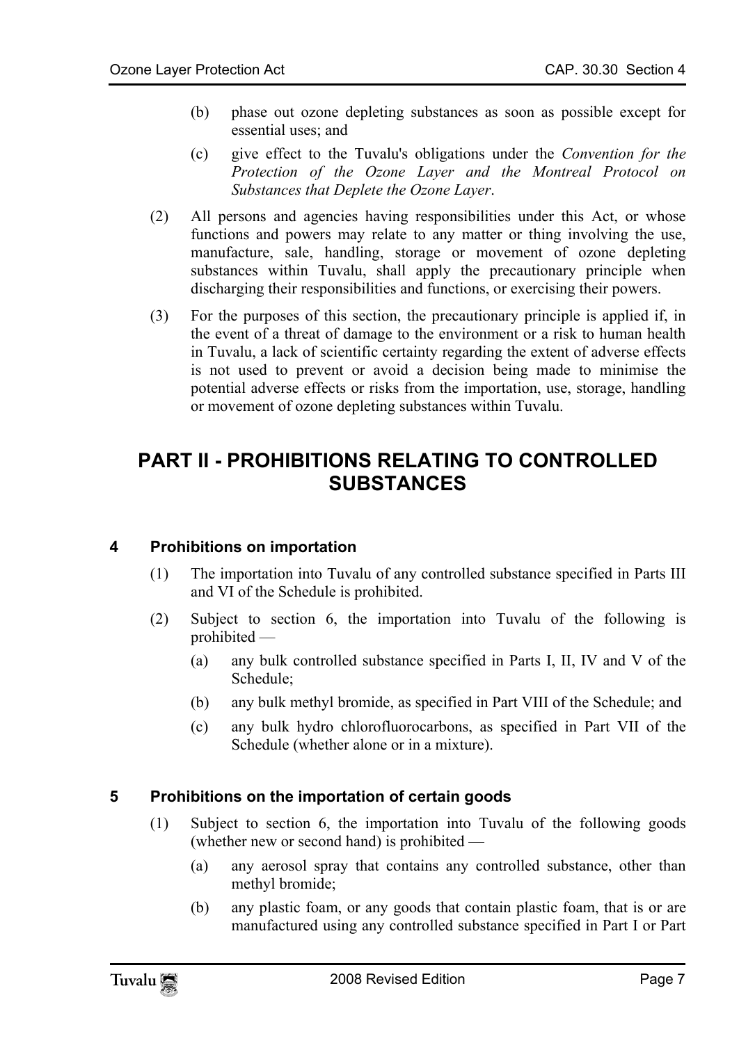(b) phase out ozone depleting substances as soon as possible except for essential uses; and

(c) give effect to the Tuvalu's obligations under the *Convention for the Protection of the Ozone Layer and the Montreal Protocol on Substances that Deplete the Ozone Layer*.

(2) All persons and agencies having responsibilities under this Act, or whose functions and powers may relate to any matter or thing involving the use, manufacture, sale, handling, storage or movement of ozone depleting substances within Tuvalu, shall apply the precautionary principle when discharging their responsibilities and functions, or exercising their powers.

(3) For the purposes of this section, the precautionary principle is applied if, in the event of a threat of damage to the environment or a risk to human health in Tuvalu, a lack of scientific certainty regarding the extent of adverse effects is not used to prevent or avoid a decision being made to minimise the potential adverse effects or risks from the importation, use, storage, handling or movement of ozone depleting substances within Tuvalu.

## PART II - PROHIBITIONS RELATING TO CONTROLLED SUBSTANCES

### 4 Prohibitions on importation

(1) The importation into Tuvalu of any controlled substance specified in Parts III and VI of the Schedule is prohibited.

(2) Subject to section 6, the importation into Tuvalu of the following is prohibited —

(a) any bulk controlled substance specified in Parts I, II, IV and V of the Schedule;

(b) any bulk methyl bromide, as specified in Part VIII of the Schedule; and

(c) any bulk hydro chlorofluorocarbons, as specified in Part VII of the Schedule (whether alone or in a mixture).

### 5 Prohibitions on the importation of certain goods

(1) Subject to section 6, the importation into Tuvalu of the following goods (whether new or second hand) is prohibited —

(a) any aerosol spray that contains any controlled substance, other than methyl bromide;

(b) any plastic foam, or any goods that contain plastic foam, that is or are manufactured using any controlled substance specified in Part I or Part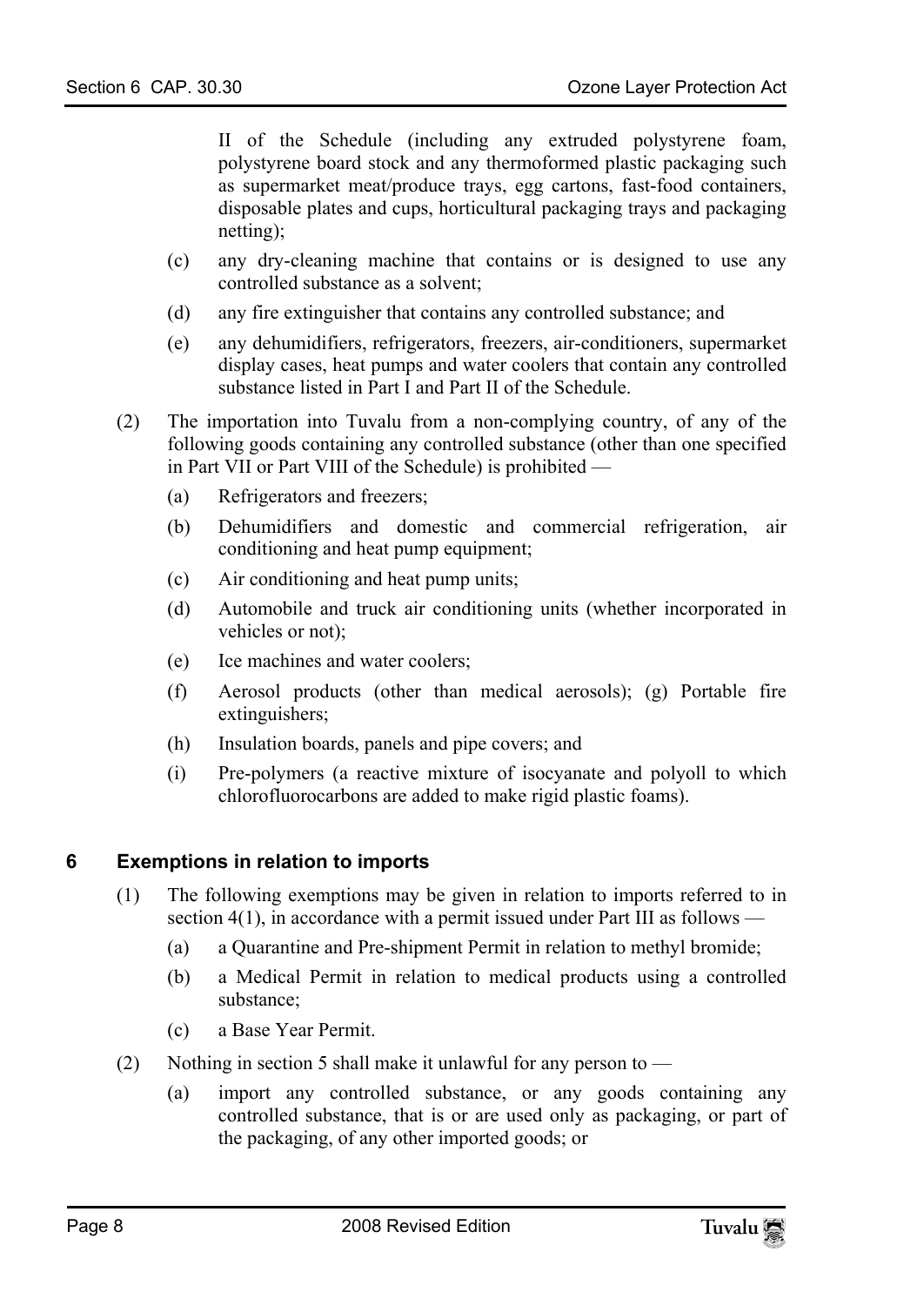II of the Schedule (including any extruded polystyrene foam, polystyrene board stock and any thermoformed plastic packaging such as supermarket meat/produce trays, egg cartons, fast-food containers, disposable plates and cups, horticultural packaging trays and packaging netting);

(c) any dry-cleaning machine that contains or is designed to use any controlled substance as a solvent;

(d) any fire extinguisher that contains any controlled substance; and

(e) any dehumidifiers, refrigerators, freezers, air-conditioners, supermarket display cases, heat pumps and water coolers that contain any controlled substance listed in Part I and Part II of the Schedule.

(2) The importation into Tuvalu from a non-complying country, of any of the following goods containing any controlled substance (other than one specified in Part VII or Part VIII of the Schedule) is prohibited —

(a) Refrigerators and freezers;

(b) Dehumidifiers and domestic and commercial refrigeration, air conditioning and heat pump equipment;

(c) Air conditioning and heat pump units;

(d) Automobile and truck air conditioning units (whether incorporated in vehicles or not);

(e) Ice machines and water coolers;

(f) Aerosol products (other than medical aerosols); (g) Portable fire extinguishers;

(h) Insulation boards, panels and pipe covers; and

(i) Pre-polymers (a reactive mixture of isocyanate and polyoll to which chlorofluorocarbons are added to make rigid plastic foams).

## 6 Exemptions in relation to imports

(1) The following exemptions may be given in relation to imports referred to in section 4(1), in accordance with a permit issued under Part III as follows —

(a) a Quarantine and Pre-shipment Permit in relation to methyl bromide;

(b) a Medical Permit in relation to medical products using a controlled substance;

(c) a Base Year Permit.

(2) Nothing in section 5 shall make it unlawful for any person to —

(a) import any controlled substance, or any goods containing any controlled substance, that is or are used only as packaging, or part of the packaging, of any other imported goods; or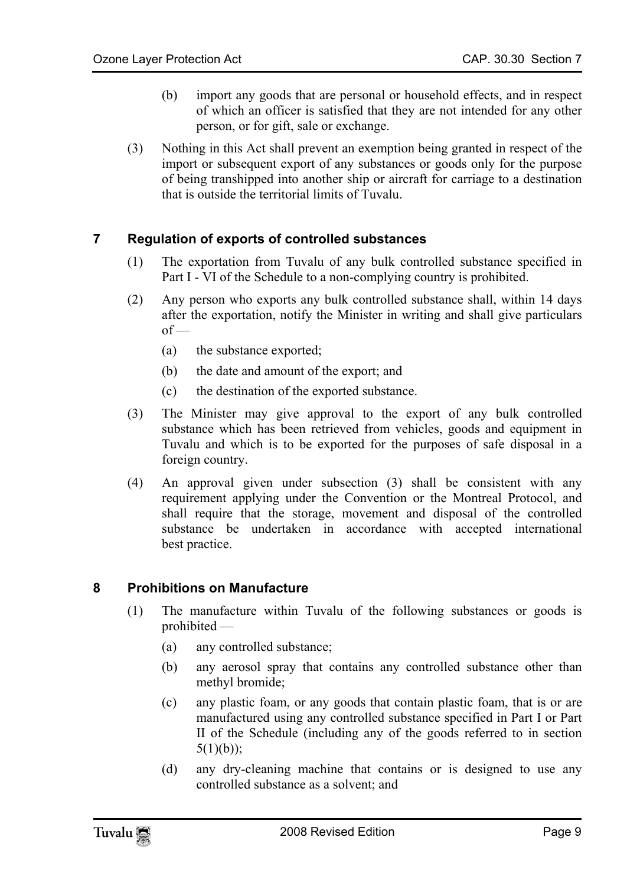(b) import any goods that are personal or household effects, and in respect of which an officer is satisfied that they are not intended for any other person, or for gift, sale or exchange.

(3) Nothing in this Act shall prevent an exemption being granted in respect of the import or subsequent export of any substances or goods only for the purpose of being transhipped into another ship or aircraft for carriage to a destination that is outside the territorial limits of Tuvalu.

## 7 Regulation of exports of controlled substances

(1) The exportation from Tuvalu of any bulk controlled substance specified in Part I - VI of the Schedule to a non-complying country is prohibited.

(2) Any person who exports any bulk controlled substance shall, within 14 days after the exportation, notify the Minister in writing and shall give particulars of —

(a) the substance exported;

(b) the date and amount of the export; and

(c) the destination of the exported substance.

(3) The Minister may give approval to the export of any bulk controlled substance which has been retrieved from vehicles, goods and equipment in Tuvalu and which is to be exported for the purposes of safe disposal in a foreign country.

(4) An approval given under subsection (3) shall be consistent with any requirement applying under the Convention or the Montreal Protocol, and shall require that the storage, movement and disposal of the controlled substance be undertaken in accordance with accepted international best practice.

## 8 Prohibitions on Manufacture

(1) The manufacture within Tuvalu of the following substances or goods is prohibited —

(a) any controlled substance;

(b) any aerosol spray that contains any controlled substance other than methyl bromide;

(c) any plastic foam, or any goods that contain plastic foam, that is or are manufactured using any controlled substance specified in Part I or Part II of the Schedule (including any of the goods referred to in section 5(1)(b));

(d) any dry-cleaning machine that contains or is designed to use any controlled substance as a solvent; and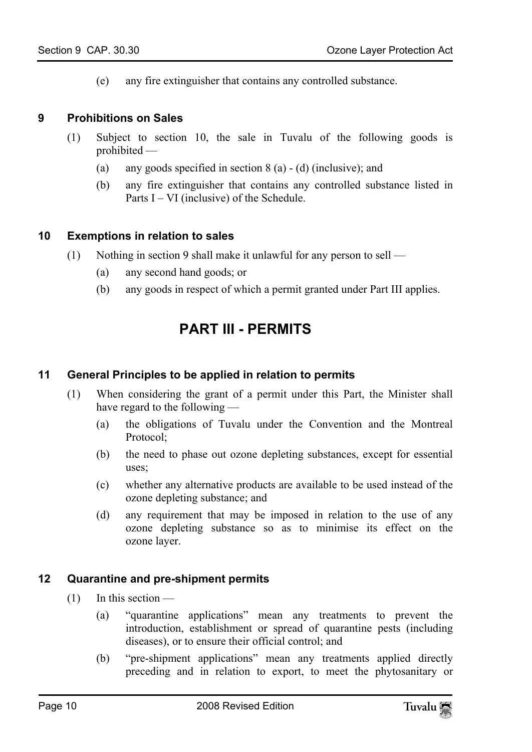(e) any fire extinguisher that contains any controlled substance.

### 9 Prohibitions on Sales

(1) Subject to section 10, the sale in Tuvalu of the following goods is prohibited —

(a) any goods specified in section 8 (a) - (d) (inclusive); and

(b) any fire extinguisher that contains any controlled substance listed in Parts I – VI (inclusive) of the Schedule.

### 10 Exemptions in relation to sales

(1) Nothing in section 9 shall make it unlawful for any person to sell —

(a) any second hand goods; or

(b) any goods in respect of which a permit granted under Part III applies.

## PART III - PERMITS

### 11 General Principles to be applied in relation to permits

(1) When considering the grant of a permit under this Part, the Minister shall have regard to the following —

(a) the obligations of Tuvalu under the Convention and the Montreal Protocol;

(b) the need to phase out ozone depleting substances, except for essential uses;

(c) whether any alternative products are available to be used instead of the ozone depleting substance; and

(d) any requirement that may be imposed in relation to the use of any ozone depleting substance so as to minimise its effect on the ozone layer.

### 12 Quarantine and pre-shipment permits

(1) In this section —

(a) "quarantine applications" mean any treatments to prevent the introduction, establishment or spread of quarantine pests (including diseases), or to ensure their official control; and

(b) "pre-shipment applications" mean any treatments applied directly preceding and in relation to export, to meet the phytosanitary or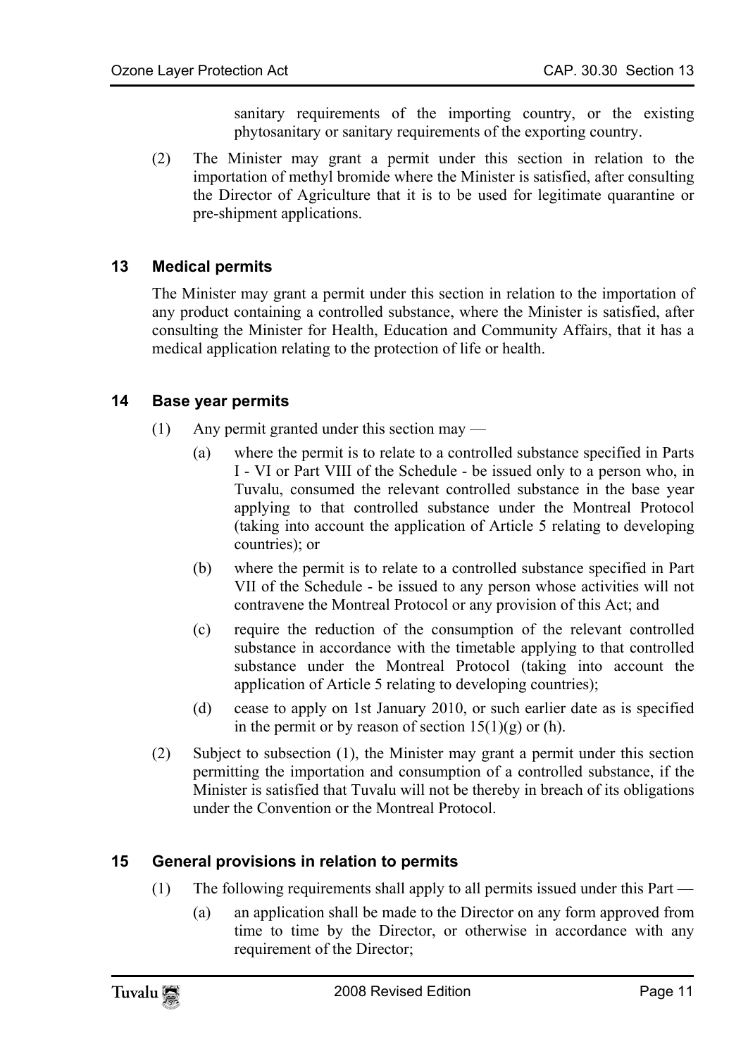sanitary requirements of the importing country, or the existing phytosanitary or sanitary requirements of the exporting country.

(2) The Minister may grant a permit under this section in relation to the importation of methyl bromide where the Minister is satisfied, after consulting the Director of Agriculture that it is to be used for legitimate quarantine or pre-shipment applications.

### 13 Medical permits

The Minister may grant a permit under this section in relation to the importation of any product containing a controlled substance, where the Minister is satisfied, after consulting the Minister for Health, Education and Community Affairs, that it has a medical application relating to the protection of life or health.

### 14 Base year permits

(1) Any permit granted under this section may —

(a) where the permit is to relate to a controlled substance specified in Parts I - VI or Part VIII of the Schedule - be issued only to a person who, in Tuvalu, consumed the relevant controlled substance in the base year applying to that controlled substance under the Montreal Protocol (taking into account the application of Article 5 relating to developing countries); or

(b) where the permit is to relate to a controlled substance specified in Part VII of the Schedule - be issued to any person whose activities will not contravene the Montreal Protocol or any provision of this Act; and

(c) require the reduction of the consumption of the relevant controlled substance in accordance with the timetable applying to that controlled substance under the Montreal Protocol (taking into account the application of Article 5 relating to developing countries);

(d) cease to apply on 1st January 2010, or such earlier date as is specified in the permit or by reason of section 15(1)(g) or (h).

(2) Subject to subsection (1), the Minister may grant a permit under this section permitting the importation and consumption of a controlled substance, if the Minister is satisfied that Tuvalu will not be thereby in breach of its obligations under the Convention or the Montreal Protocol.

### 15 General provisions in relation to permits

(1) The following requirements shall apply to all permits issued under this Part —

(a) an application shall be made to the Director on any form approved from time to time by the Director, or otherwise in accordance with any requirement of the Director;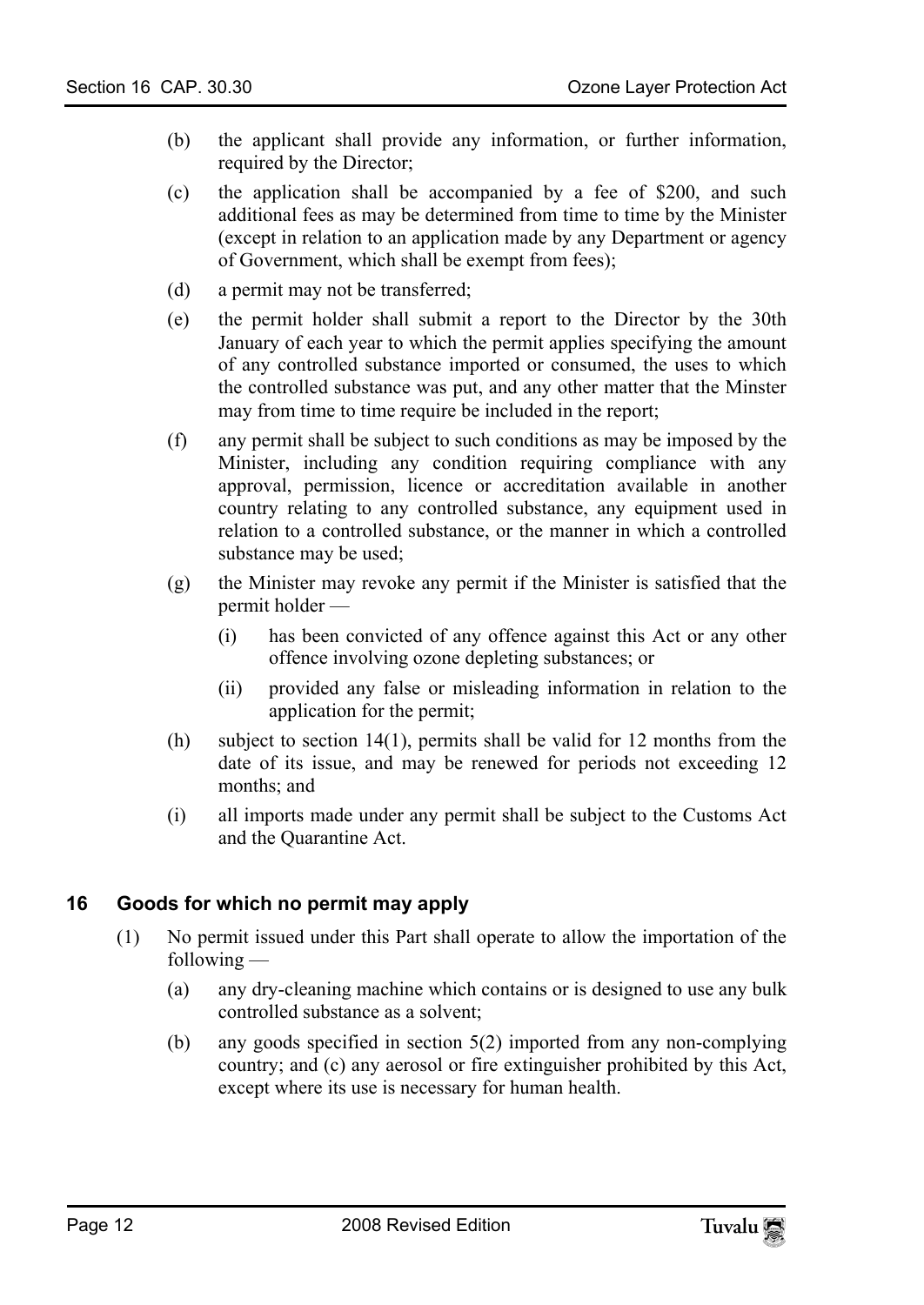(b) the applicant shall provide any information, or further information, required by the Director;

(c) the application shall be accompanied by a fee of $200, and such additional fees as may be determined from time to time by the Minister (except in relation to an application made by any Department or agency of Government, which shall be exempt from fees);

(d) a permit may not be transferred;

(e) the permit holder shall submit a report to the Director by the 30th January of each year to which the permit applies specifying the amount of any controlled substance imported or consumed, the uses to which the controlled substance was put, and any other matter that the Minster may from time to time require be included in the report;

(f) any permit shall be subject to such conditions as may be imposed by the Minister, including any condition requiring compliance with any approval, permission, licence or accreditation available in another country relating to any controlled substance, any equipment used in relation to a controlled substance, or the manner in which a controlled substance may be used;

(g) the Minister may revoke any permit if the Minister is satisfied that the permit holder —

   (i) has been convicted of any offence against this Act or any other offence involving ozone depleting substances; or

   (ii) provided any false or misleading information in relation to the application for the permit;

(h) subject to section 14(1), permits shall be valid for 12 months from the date of its issue, and may be renewed for periods not exceeding 12 months; and

(i) all imports made under any permit shall be subject to the Customs Act and the Quarantine Act.

## 16 Goods for which no permit may apply

(1) No permit issued under this Part shall operate to allow the importation of the following —

   (a) any dry-cleaning machine which contains or is designed to use any bulk controlled substance as a solvent;

   (b) any goods specified in section 5(2) imported from any non-complying country; and (c) any aerosol or fire extinguisher prohibited by this Act, except where its use is necessary for human health.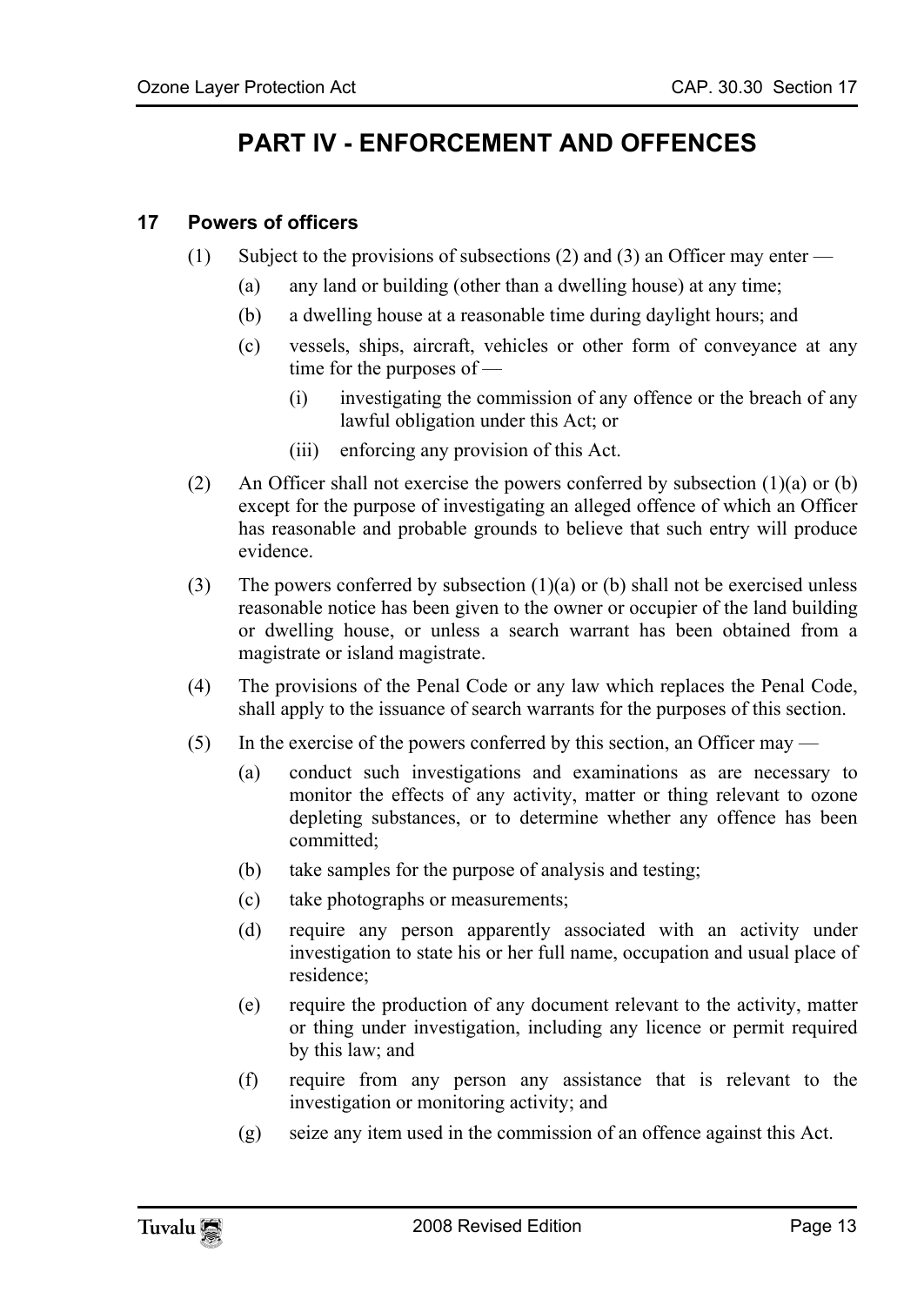# PART IV - ENFORCEMENT AND OFFENCES

### 17 Powers of officers

(1) Subject to the provisions of subsections (2) and (3) an Officer may enter —

  (a) any land or building (other than a dwelling house) at any time;

  (b) a dwelling house at a reasonable time during daylight hours; and

  (c) vessels, ships, aircraft, vehicles or other form of conveyance at any time for the purposes of —

    (i) investigating the commission of any offence or the breach of any lawful obligation under this Act; or

    (iii) enforcing any provision of this Act.

(2) An Officer shall not exercise the powers conferred by subsection (1)(a) or (b) except for the purpose of investigating an alleged offence of which an Officer has reasonable and probable grounds to believe that such entry will produce evidence.

(3) The powers conferred by subsection (1)(a) or (b) shall not be exercised unless reasonable notice has been given to the owner or occupier of the land building or dwelling house, or unless a search warrant has been obtained from a magistrate or island magistrate.

(4) The provisions of the Penal Code or any law which replaces the Penal Code, shall apply to the issuance of search warrants for the purposes of this section.

(5) In the exercise of the powers conferred by this section, an Officer may —

  (a) conduct such investigations and examinations as are necessary to monitor the effects of any activity, matter or thing relevant to ozone depleting substances, or to determine whether any offence has been committed;

  (b) take samples for the purpose of analysis and testing;

  (c) take photographs or measurements;

  (d) require any person apparently associated with an activity under investigation to state his or her full name, occupation and usual place of residence;

  (e) require the production of any document relevant to the activity, matter or thing under investigation, including any licence or permit required by this law; and

  (f) require from any person any assistance that is relevant to the investigation or monitoring activity; and

  (g) seize any item used in the commission of an offence against this Act.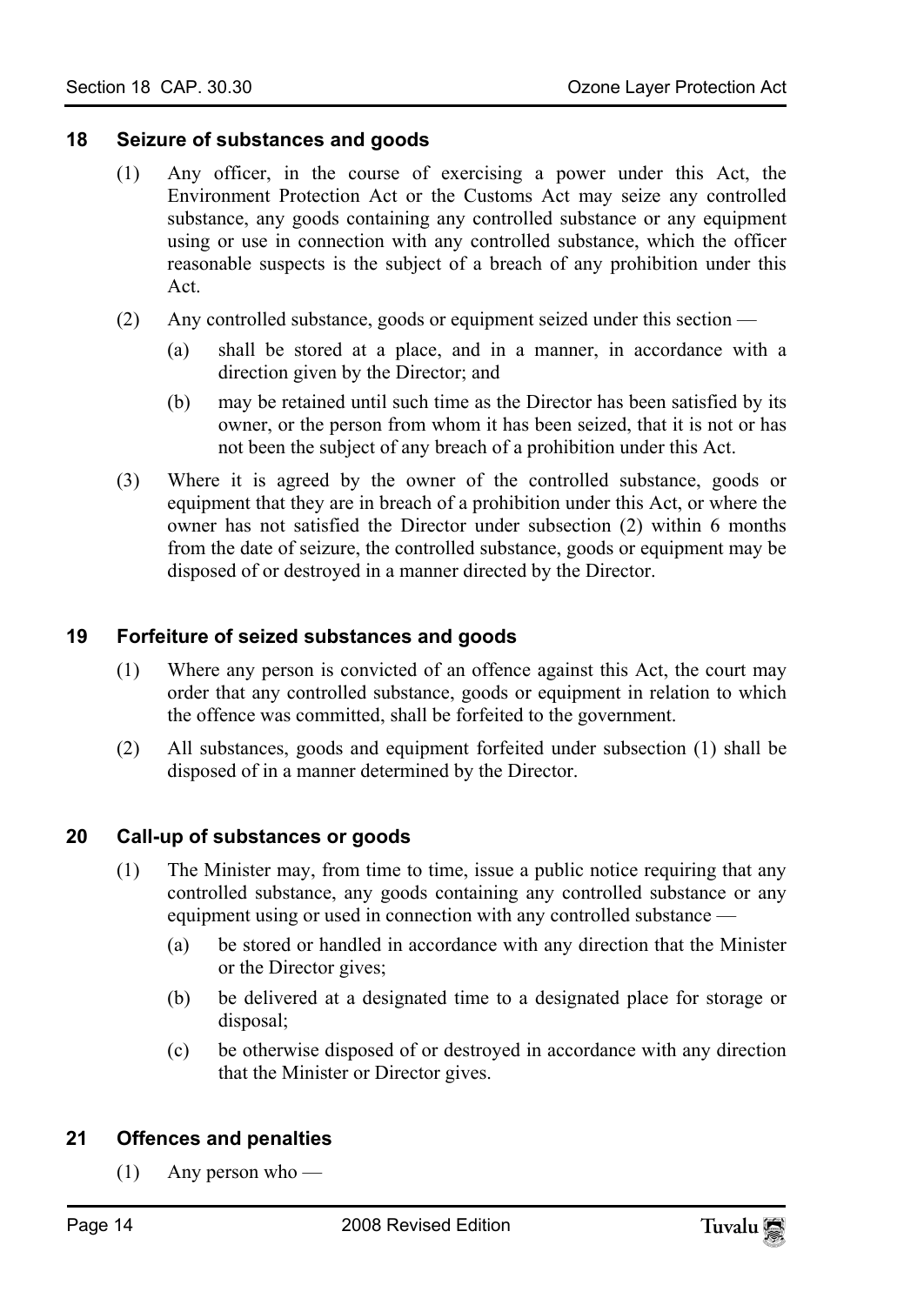## 18 Seizure of substances and goods

(1) Any officer, in the course of exercising a power under this Act, the Environment Protection Act or the Customs Act may seize any controlled substance, any goods containing any controlled substance or any equipment using or use in connection with any controlled substance, which the officer reasonable suspects is the subject of a breach of any prohibition under this Act.

(2) Any controlled substance, goods or equipment seized under this section —

(a) shall be stored at a place, and in a manner, in accordance with a direction given by the Director; and

(b) may be retained until such time as the Director has been satisfied by its owner, or the person from whom it has been seized, that it is not or has not been the subject of any breach of a prohibition under this Act.

(3) Where it is agreed by the owner of the controlled substance, goods or equipment that they are in breach of a prohibition under this Act, or where the owner has not satisfied the Director under subsection (2) within 6 months from the date of seizure, the controlled substance, goods or equipment may be disposed of or destroyed in a manner directed by the Director.

## 19 Forfeiture of seized substances and goods

(1) Where any person is convicted of an offence against this Act, the court may order that any controlled substance, goods or equipment in relation to which the offence was committed, shall be forfeited to the government.

(2) All substances, goods and equipment forfeited under subsection (1) shall be disposed of in a manner determined by the Director.

## 20 Call-up of substances or goods

(1) The Minister may, from time to time, issue a public notice requiring that any controlled substance, any goods containing any controlled substance or any equipment using or used in connection with any controlled substance —

(a) be stored or handled in accordance with any direction that the Minister or the Director gives;

(b) be delivered at a designated time to a designated place for storage or disposal;

(c) be otherwise disposed of or destroyed in accordance with any direction that the Minister or Director gives.

## 21 Offences and penalties

(1) Any person who —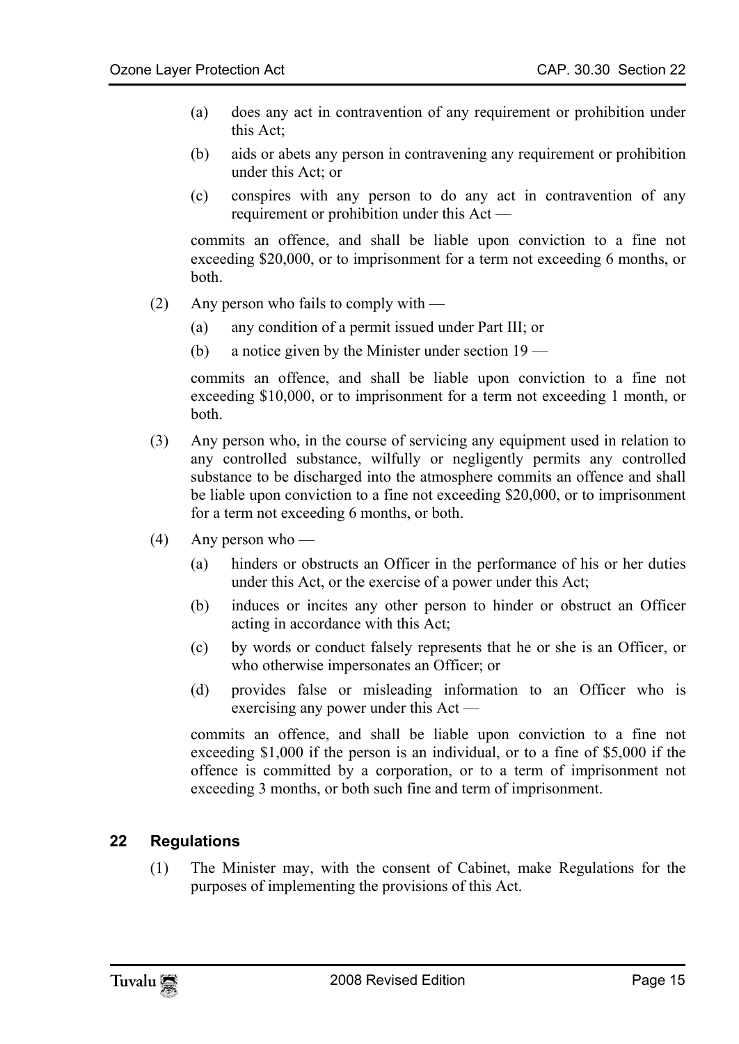(a) does any act in contravention of any requirement or prohibition under this Act;

(b) aids or abets any person in contravening any requirement or prohibition under this Act; or

(c) conspires with any person to do any act in contravention of any requirement or prohibition under this Act —

commits an offence, and shall be liable upon conviction to a fine not exceeding $20,000, or to imprisonment for a term not exceeding 6 months, or both.

(2) Any person who fails to comply with —

(a) any condition of a permit issued under Part III; or

(b) a notice given by the Minister under section 19 —

commits an offence, and shall be liable upon conviction to a fine not exceeding $10,000, or to imprisonment for a term not exceeding 1 month, or both.

(3) Any person who, in the course of servicing any equipment used in relation to any controlled substance, wilfully or negligently permits any controlled substance to be discharged into the atmosphere commits an offence and shall be liable upon conviction to a fine not exceeding $20,000, or to imprisonment for a term not exceeding 6 months, or both.

(4) Any person who —

(a) hinders or obstructs an Officer in the performance of his or her duties under this Act, or the exercise of a power under this Act;

(b) induces or incites any other person to hinder or obstruct an Officer acting in accordance with this Act;

(c) by words or conduct falsely represents that he or she is an Officer, or who otherwise impersonates an Officer; or

(d) provides false or misleading information to an Officer who is exercising any power under this Act —

commits an offence, and shall be liable upon conviction to a fine not exceeding $1,000 if the person is an individual, or to a fine of $5,000 if the offence is committed by a corporation, or to a term of imprisonment not exceeding 3 months, or both such fine and term of imprisonment.

## 22 Regulations

(1) The Minister may, with the consent of Cabinet, make Regulations for the purposes of implementing the provisions of this Act.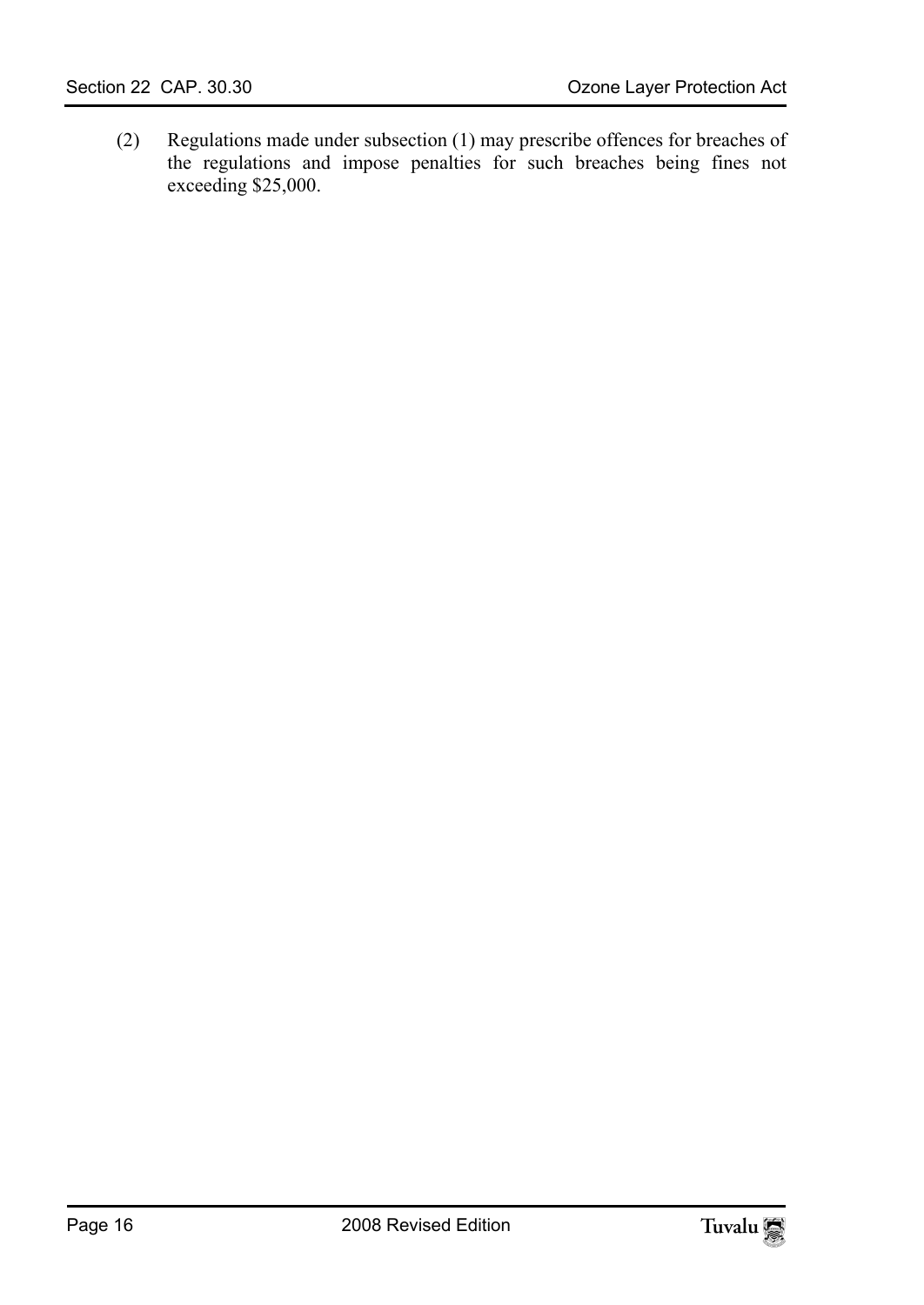(2) Regulations made under subsection (1) may prescribe offences for breaches of the regulations and impose penalties for such breaches being fines not exceeding $25,000.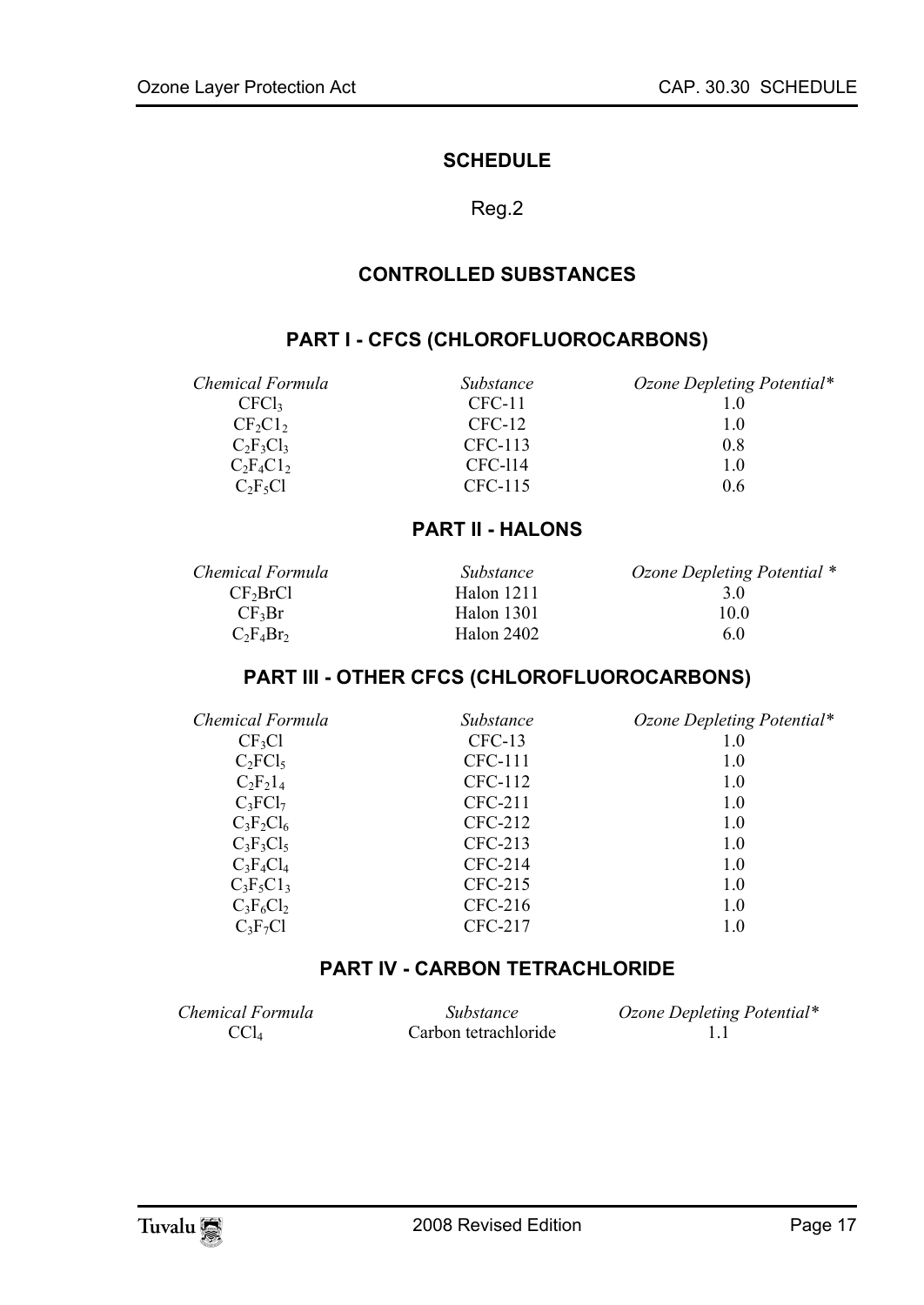# SCHEDULE

Reg.2

## CONTROLLED SUBSTANCES

### PART I - CFCS (CHLOROFLUOROCARBONS)

| *Chemical Formula* | *Substance* | *Ozone Depleting Potential** |
|---|---|---|
| $CFCl_3$ | CFC-11 | 1.0 |
| $CF_2C1_2$ | CFC-12 | 1.0 |
| $C_2F_3Cl_3$ | CFC-113 | 0.8 |
| $C_2F_4C1_2$ | CFC-l14 | 1.0 |
| $C_2F_5Cl$ | CFC-115 | 0.6 |

### PART II - HALONS

| *Chemical Formula* | *Substance* | *Ozone Depleting Potential ** |
|---|---|---|
| $CF_2BrCl$ | Halon 1211 | 3.0 |
| $CF_3Br$ | Halon 1301 | 10.0 |
| $C_2F_4Br_2$ | Halon 2402 | 6.0 |

### PART III - OTHER CFCS (CHLOROFLUOROCARBONS)

| *Chemical Formula* | *Substance* | *Ozone Depleting Potential** |
|---|---|---|
| $CF_3Cl$ | CFC-13 | 1.0 |
| $C_2FCl_5$ | CFC-111 | 1.0 |
| $C_2F_21_4$ | CFC-112 | 1.0 |
| $C_3FCl_7$ | CFC-211 | 1.0 |
| $C_3F_2Cl_6$ | CFC-212 | 1.0 |
| $C_3F_3Cl_5$ | CFC-213 | 1.0 |
| $C_3F_4Cl_4$ | CFC-214 | 1.0 |
| $C_3F_5C1_3$ | CFC-215 | 1.0 |
| $C_3F_6Cl_2$ | CFC-216 | 1.0 |
| $C_3F_7Cl$ | CFC-217 | 1.0 |

### PART IV - CARBON TETRACHLORIDE

| *Chemical Formula* | *Substance* | *Ozone Depleting Potential** |
|---|---|---|
| $CCl_4$ | Carbon tetrachloride | 1.1 |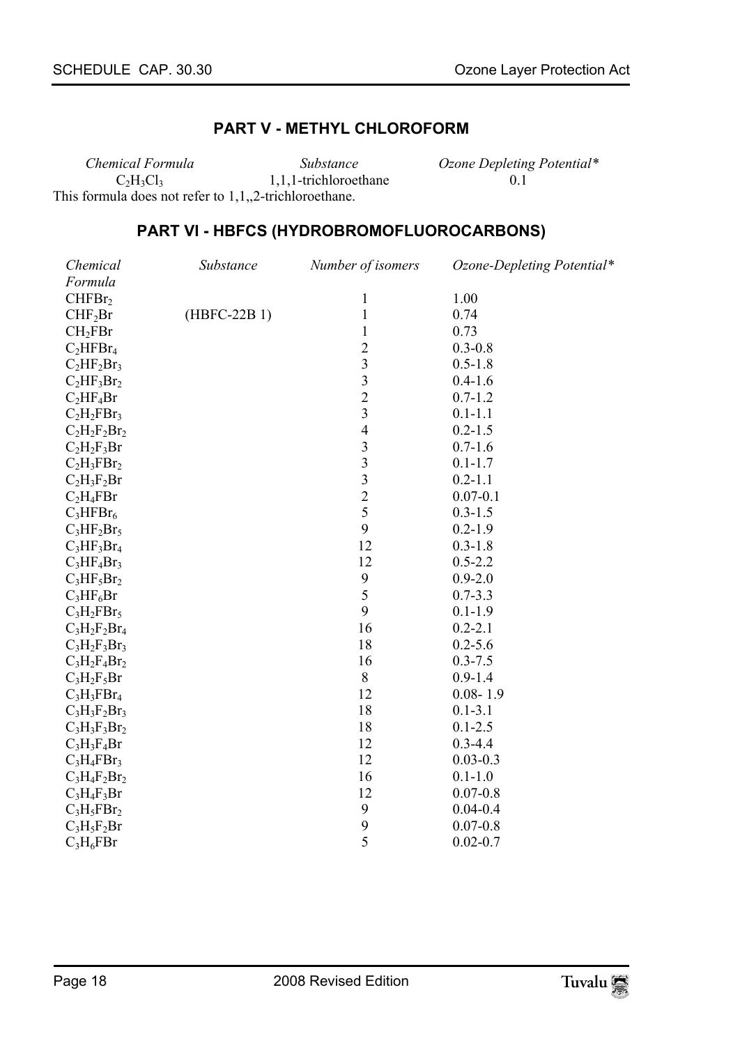## PART V - METHYL CHLOROFORM

| *Chemical Formula* | *Substance* | *Ozone Depleting Potential** |
|---|---|---|
| $C_2H_3Cl_3$ | 1,1,1-trichloroethane | 0.1 |

This formula does not refer to 1,1,,2-trichloroethane.

## PART VI - HBFCS (HYDROBROMOFLUOROCARBONS)

| *Chemical Formula* | *Substance* | *Number of isomers* | *Ozone-Depleting Potential** |
|---|---|---|---|
| $CHFBr_2$ | | 1 | 1.00 |
| $CHF_2Br$ | (HBFC-22B 1) | 1 | 0.74 |
| $CH_2FBr$ | | 1 | 0.73 |
| $C_2HFBr_4$ | | 2 | 0.3-0.8 |
| $C_2HF_2Br_3$ | | 3 | 0.5-1.8 |
| $C_2HF_3Br_2$ | | 3 | 0.4-1.6 |
| $C_2HF_4Br$ | | 2 | 0.7-1.2 |
| $C_2H_2FBr_3$ | | 3 | 0.1-1.1 |
| $C_2H_2F_2Br_2$ | | 4 | 0.2-1.5 |
| $C_2H_2F_3Br$ | | 3 | 0.7-1.6 |
| $C_2H_3FBr_2$ | | 3 | 0.1-1.7 |
| $C_2H_3F_2Br$ | | 3 | 0.2-1.1 |
| $C_2H_4FBr$ | | 2 | 0.07-0.1 |
| $C_3HFBr_6$ | | 5 | 0.3-1.5 |
| $C_3HF_2Br_5$ | | 9 | 0.2-1.9 |
| $C_3HF_3Br_4$ | | 12 | 0.3-1.8 |
| $C_3HF_4Br_3$ | | 12 | 0.5-2.2 |
| $C_3HF_5Br_2$ | | 9 | 0.9-2.0 |
| $C_3HF_6Br$ | | 5 | 0.7-3.3 |
| $C_3H_2FBr_5$ | | 9 | 0.1-1.9 |
| $C_3H_2F_2Br_4$ | | 16 | 0.2-2.1 |
| $C_3H_2F_3Br_3$ | | 18 | 0.2-5.6 |
| $C_3H_2F_4Br_2$ | | 16 | 0.3-7.5 |
| $C_3H_2F_5Br$ | | 8 | 0.9-1.4 |
| $C_3H_3FBr_4$ | | 12 | 0.08- 1.9 |
| $C_3H_3F_2Br_3$ | | 18 | 0.1-3.1 |
| $C_3H_3F_3Br_2$ | | 18 | 0.1-2.5 |
| $C_3H_3F_4Br$ | | 12 | 0.3-4.4 |
| $C_3H_4FBr_3$ | | 12 | 0.03-0.3 |
| $C_3H_4F_2Br_2$ | | 16 | 0.1-1.0 |
| $C_3H_4F_3Br$ | | 12 | 0.07-0.8 |
| $C_3H_5FBr_2$ | | 9 | 0.04-0.4 |
| $C_3H_5F_2Br$ | | 9 | 0.07-0.8 |
| $C_3H_6FBr$ | | 5 | 0.02-0.7 |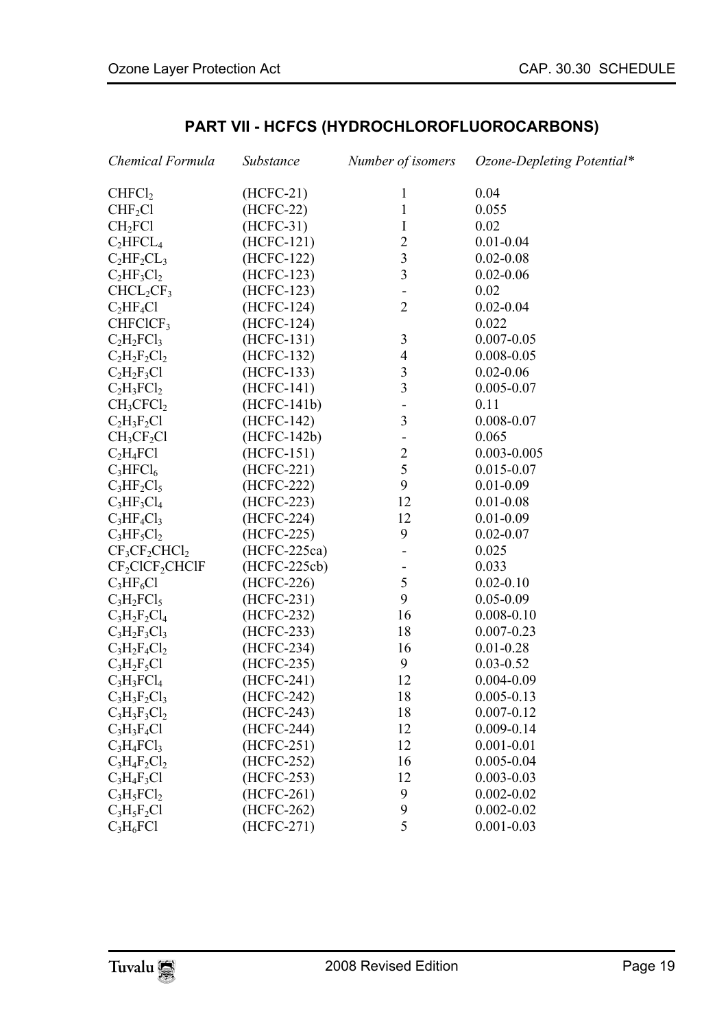## PART VII - HCFCS (HYDROCHLOROFLUOROCARBONS)

| *Chemical Formula* | *Substance* | *Number of isomers* | *Ozone-Depleting Potential** |
|---|---|---|---|
| $CHFCl_2$ | (HCFC-21) | 1 | 0.04 |
| $CHF_2Cl$ | (HCFC-22) | 1 | 0.055 |
| $CH_2FCl$ | (HCFC-31) | I | 0.02 |
| $C_2HFCL_4$ | (HCFC-121) | 2 | 0.01-0.04 |
| $C_2HF_2CL_3$ | (HCFC-122) | 3 | 0.02-0.08 |
| $C_2HF_3Cl_2$ | (HCFC-123) | 3 | 0.02-0.06 |
| $CHCL_2CF_3$ | (HCFC-123) | - | 0.02 |
| $C_2HF_4Cl$ | (HCFC-124) | 2 | 0.02-0.04 |
| $CHFClCF_3$ | (HCFC-124) | | 0.022 |
| $C_2H_2FCl_3$ | (HCFC-131) | 3 | 0.007-0.05 |
| $C_2H_2F_2Cl_2$ | (HCFC-132) | 4 | 0.008-0.05 |
| $C_2H_2F_3Cl$ | (HCFC-133) | 3 | 0.02-0.06 |
| $C_2H_3FCl_2$ | (HCFC-141) | 3 | 0.005-0.07 |
| $CH_3CFCl_2$ | (HCFC-141b) | - | 0.11 |
| $C_2H_3F_2Cl$ | (HCFC-142) | 3 | 0.008-0.07 |
| $CH_3CF_2Cl$ | (HCFC-142b) | - | 0.065 |
| $C_2H_4FCl$ | (HCFC-151) | 2 | 0.003-0.005 |
| $C_3HFCl_6$ | (HCFC-221) | 5 | 0.015-0.07 |
| $C_3HF_2Cl_5$ | (HCFC-222) | 9 | 0.01-0.09 |
| $C_3HF_3Cl_4$ | (HCFC-223) | 12 | 0.01-0.08 |
| $C_3HF_4Cl_3$ | (HCFC-224) | 12 | 0.01-0.09 |
| $C_3HF_5Cl_2$ | (HCFC-225) | 9 | 0.02-0.07 |
| $CF_3CF_2CHCl_2$ | (HCFC-225ca) | - | 0.025 |
| $CF_2ClCF_2CHClF$ | (HCFC-225cb) | - | 0.033 |
| $C_3HF_6Cl$ | (HCFC-226) | 5 | 0.02-0.10 |
| $C_3H_2FCl_5$ | (HCFC-231) | 9 | 0.05-0.09 |
| $C_3H_2F_2Cl_4$ | (HCFC-232) | 16 | 0.008-0.10 |
| $C_3H_2F_3Cl_3$ | (HCFC-233) | 18 | 0.007-0.23 |
| $C_3H_2F_4Cl_2$ | (HCFC-234) | 16 | 0.01-0.28 |
| $C_3H_2F_5Cl$ | (HCFC-235) | 9 | 0.03-0.52 |
| $C_3H_3FCl_4$ | (HCFC-241) | 12 | 0.004-0.09 |
| $C_3H_3F_2Cl_3$ | (HCFC-242) | 18 | 0.005-0.13 |
| $C_3H_3F_3Cl_2$ | (HCFC-243) | 18 | 0.007-0.12 |
| $C_3H_3F_4Cl$ | (HCFC-244) | 12 | 0.009-0.14 |
| $C_3H_4FCl_3$ | (HCFC-251) | 12 | 0.001-0.01 |
| $C_3H_4F_2Cl_2$ | (HCFC-252) | 16 | 0.005-0.04 |
| $C_3H_4F_3Cl$ | (HCFC-253) | 12 | 0.003-0.03 |
| $C_3H_5FCl_2$ | (HCFC-261) | 9 | 0.002-0.02 |
| $C_3H_5F_2Cl$ | (HCFC-262) | 9 | 0.002-0.02 |
| $C_3H_6FCl$ | (HCFC-271) | 5 | 0.001-0.03 |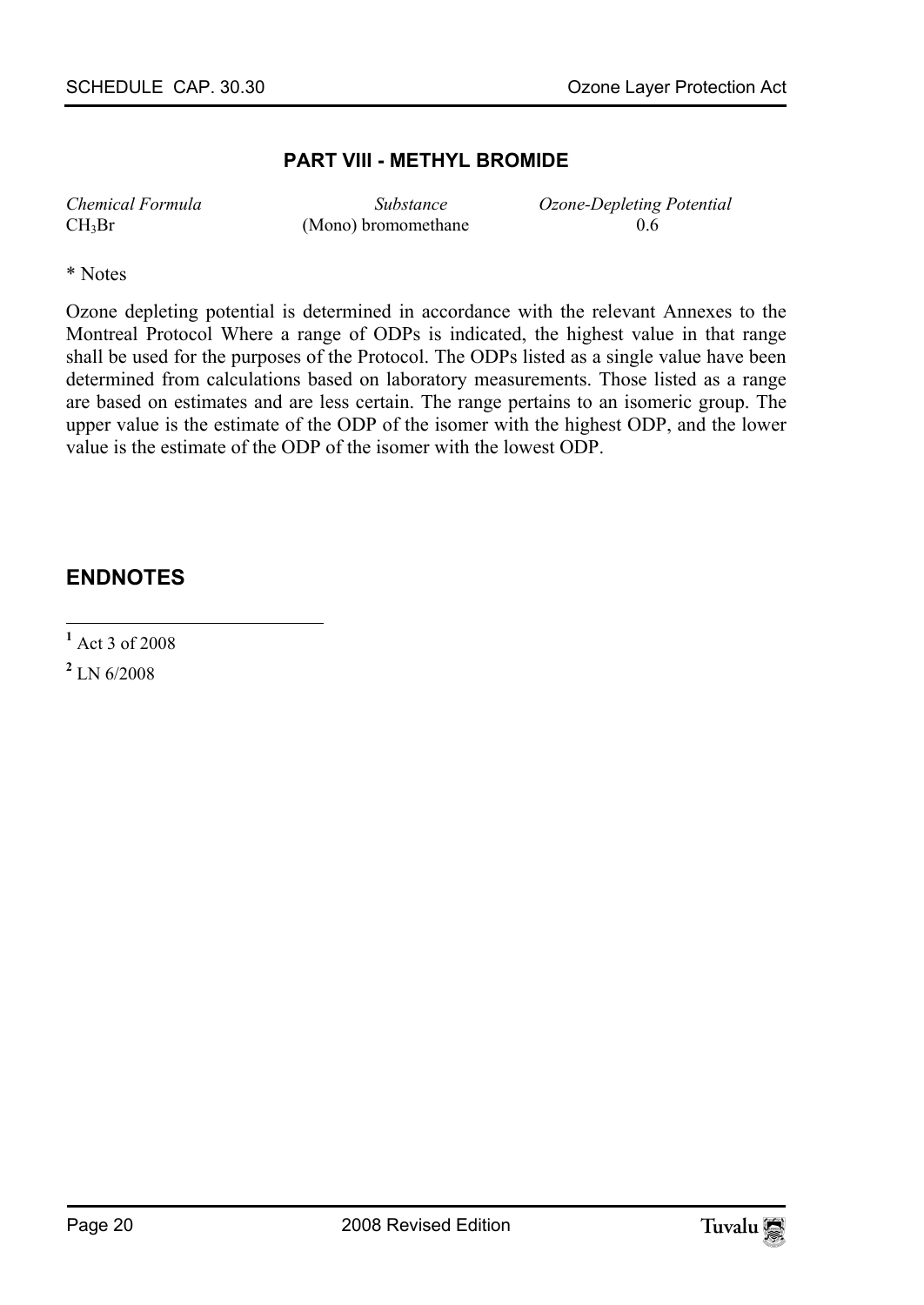## PART VIII - METHYL BROMIDE

| *Chemical Formula* | *Substance* | *Ozone-Depleting Potential* |
|---|---|---|
| $CH_3Br$ | (Mono) bromomethane | 0.6 |

\* Notes

Ozone depleting potential is determined in accordance with the relevant Annexes to the Montreal Protocol Where a range of ODPs is indicated, the highest value in that range shall be used for the purposes of the Protocol. The ODPs listed as a single value have been determined from calculations based on laboratory measurements. Those listed as a range are based on estimates and are less certain. The range pertains to an isomeric group. The upper value is the estimate of the ODP of the isomer with the highest ODP, and the lower value is the estimate of the ODP of the isomer with the lowest ODP.

## ENDNOTES

[1] Act 3 of 2008

[2] LN 6/2008